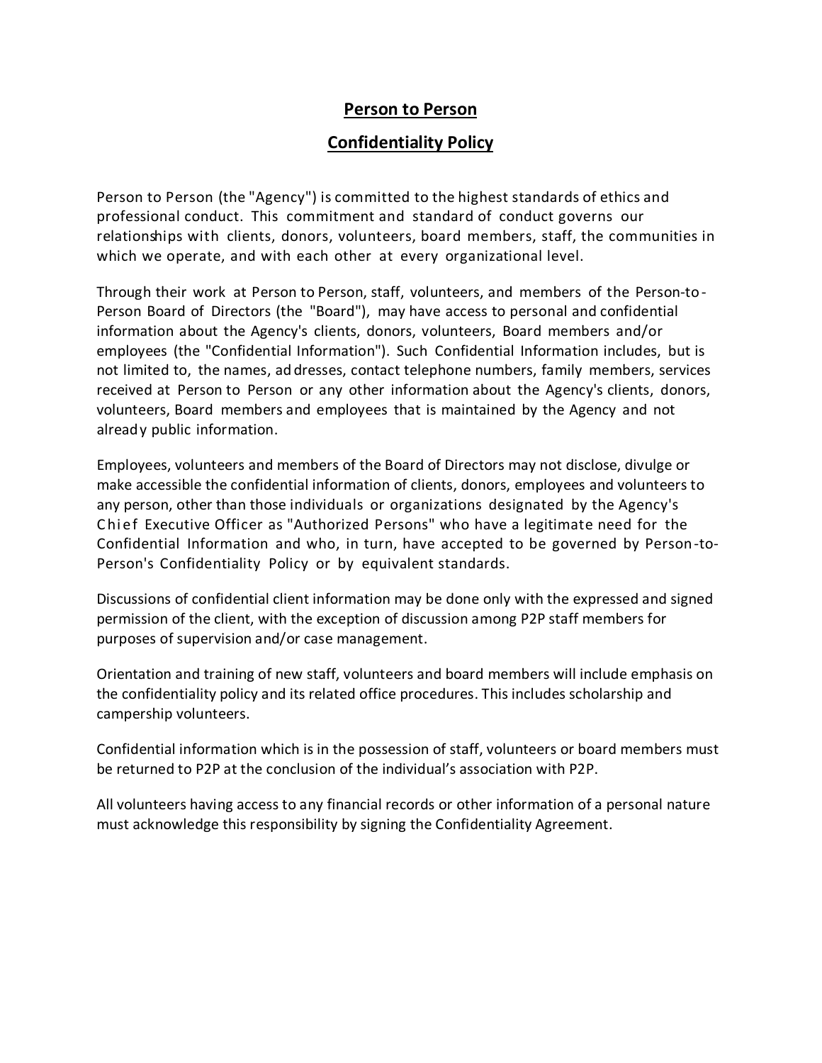# Person to Person

## Confidentiality Policy

Person to Person (the "Agency") is committed to the highest standards of ethics and professional conduct. This commitment and standard of conduct governs our relationships with clients, donors, volunteers, board members, staff, the communities in which we operate, and with each other at every organizational level.

Through their work at Person to Person, staff, volunteers, and members of the Person-to-Person Board of Directors (the "Board"), may have access to personal and confidential information about the Agency's clients, donors, volunteers, Board members and/or employees (the "Confidential Information"). Such Confidential Information includes, but is not limited to, the names, addresses, contact telephone numbers, family members, services received at Person to Person or any other information about the Agency's clients, donors, volunteers, Board members and employees that is maintained by the Agency and not already public information.

Employees, volunteers and members of the Board of Directors may not disclose, divulge or make accessible the confidential information of clients, donors, employees and volunteers to any person, other than those individuals or organizations designated by the Agency's Chief Executive Officer as "Authorized Persons" who have a legitimate need for the Confidential Information and who, in turn, have accepted to be governed by Person-to-Person's Confidentiality Policy or by equivalent standards.

Discussions of confidential client information may be done only with the expressed and signed permission of the client, with the exception of discussion among P2P staff members for purposes of supervision and/or case management.

Orientation and training of new staff, volunteers and board members will include emphasis on the confidentiality policy and its related office procedures. This includes scholarship and campership volunteers.

Confidential information which is in the possession of staff, volunteers or board members must be returned to P2P at the conclusion of the individual's association with P2P.

All volunteers having access to any financial records or other information of a personal nature must acknowledge this responsibility by signing the Confidentiality Agreement.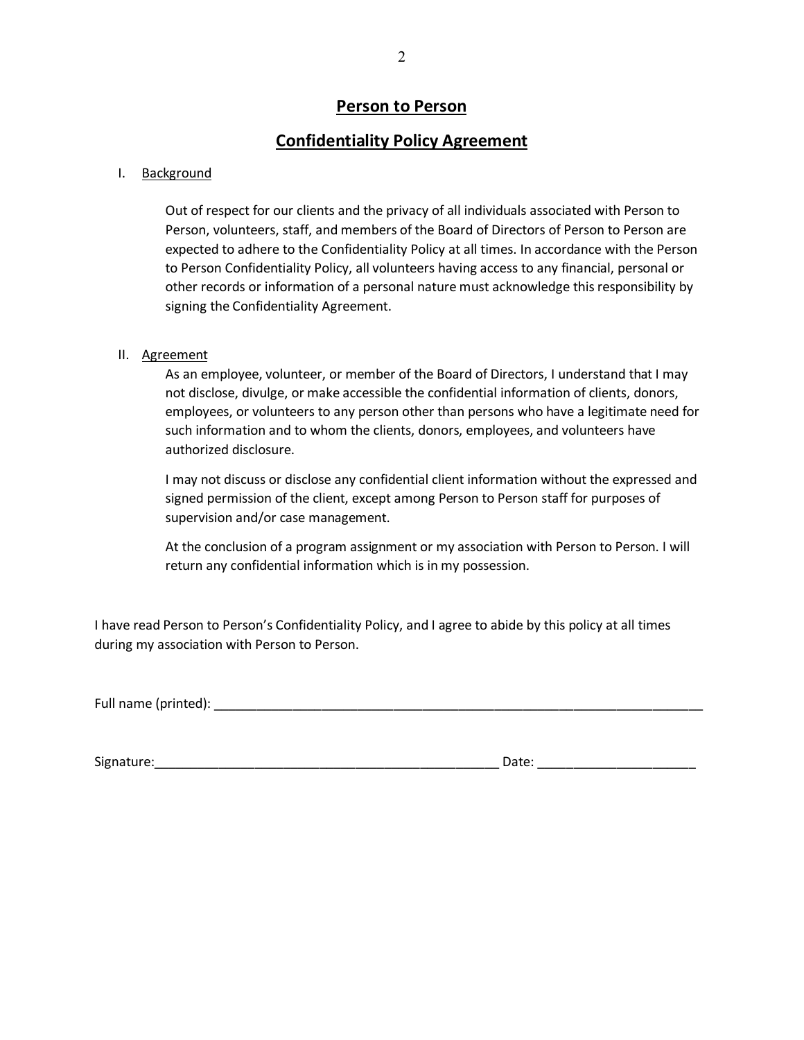## Person to Person

## Confidentiality Policy Agreement

I. Background

Out of respect for our clients and the privacy of all individuals associated with Person to Person, volunteers, staff, and members of the Board of Directors of Person to Person are expected to adhere to the Confidentiality Policy at all times. In accordance with the Person to Person Confidentiality Policy, all volunteers having access to any financial, personal or other records or information of a personal nature must acknowledge this responsibility by signing the Confidentiality Agreement.

II. Agreement

As an employee, volunteer, or member of the Board of Directors, I understand that I may not disclose, divulge, or make accessible the confidential information of clients, donors, employees, or volunteers to any person other than persons who have a legitimate need for such information and to whom the clients, donors, employees, and volunteers have authorized disclosure.

I may not discuss or disclose any confidential client information without the expressed and signed permission of the client, except among Person to Person staff for purposes of supervision and/or case management.

At the conclusion of a program assignment or my association with Person to Person. I will return any confidential information which is in my possession.

I have read Person to Person's Confidentiality Policy, and I agree to abide by this policy at all times during my association with Person to Person.

Full name (printed): ______________________________________________________________________

Signature:________________________________________________ Date: _____________________